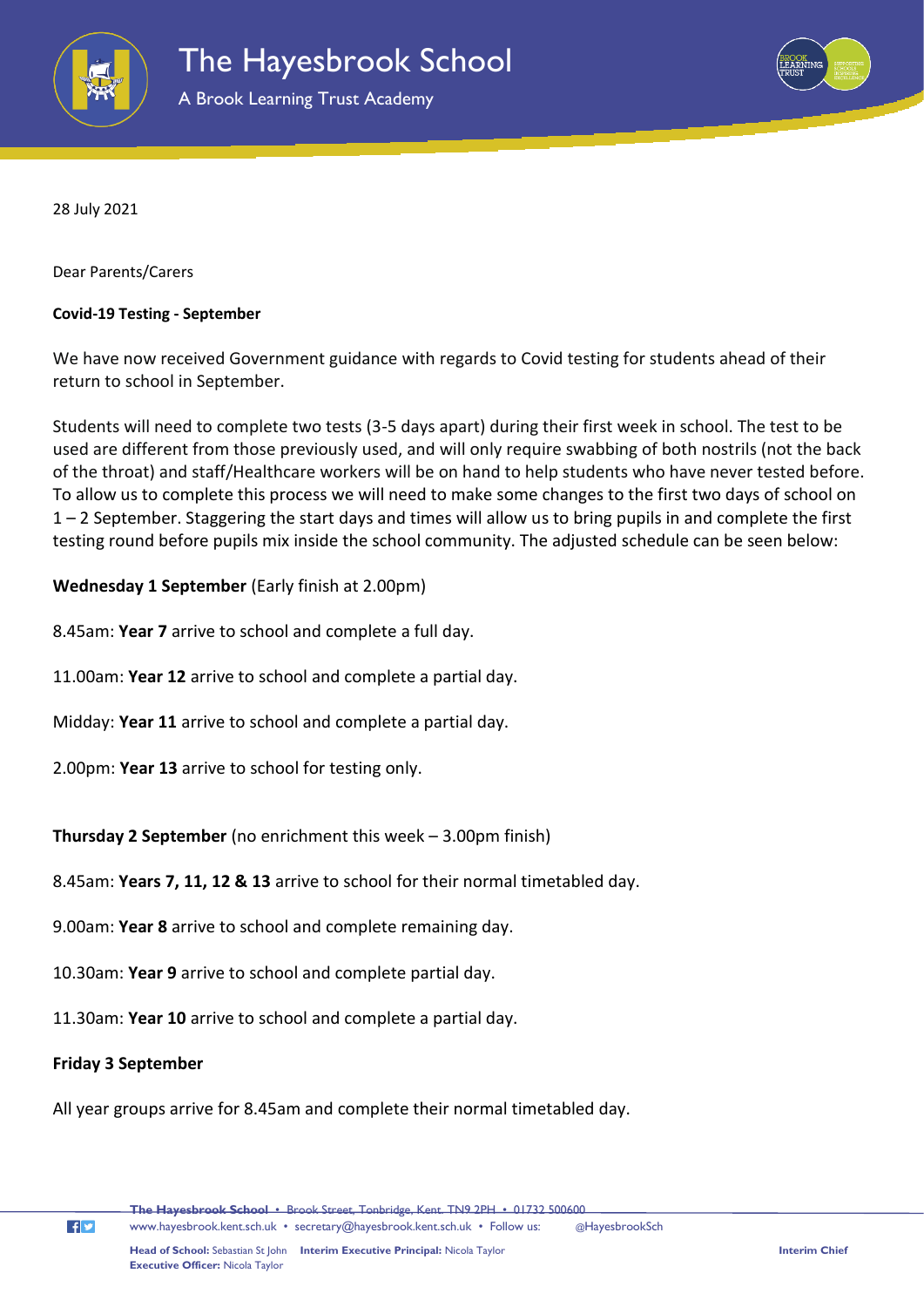# The Hayesbrook School

A Brook Learning Trust Academy

28 July 2021

Dear Parents/Carers

**Covid-19 Testing - September**

We have now received Government guidance with regards to Covid testing for students ahead of their return to school in September.

Students will need to complete two tests (3-5 days apart) during their first week in school. The test to be used are different from those previously used, and will only require swabbing of both nostrils (not the back of the throat) and staff/Healthcare workers will be on hand to help students who have never tested before. To allow us to complete this process we will need to make some changes to the first two days of school on 1 – 2 September. Staggering the start days and times will allow us to bring pupils in and complete the first testing round before pupils mix inside the school community. The adjusted schedule can be seen below:

**Wednesday 1 September** (Early finish at 2.00pm)

8.45am: **Year 7** arrive to school and complete a full day.

11.00am: **Year 12** arrive to school and complete a partial day.

Midday: **Year 11** arrive to school and complete a partial day.

2.00pm: **Year 13** arrive to school for testing only.

**Thursday 2 September** (no enrichment this week – 3.00pm finish)

8.45am: **Years 7, 11, 12 & 13** arrive to school for their normal timetabled day.

9.00am: **Year 8** arrive to school and complete remaining day.

10.30am: **Year 9** arrive to school and complete partial day.

11.30am: **Year 10** arrive to school and complete a partial day.

**Friday 3 September**

All year groups arrive for 8.45am and complete their normal timetabled day.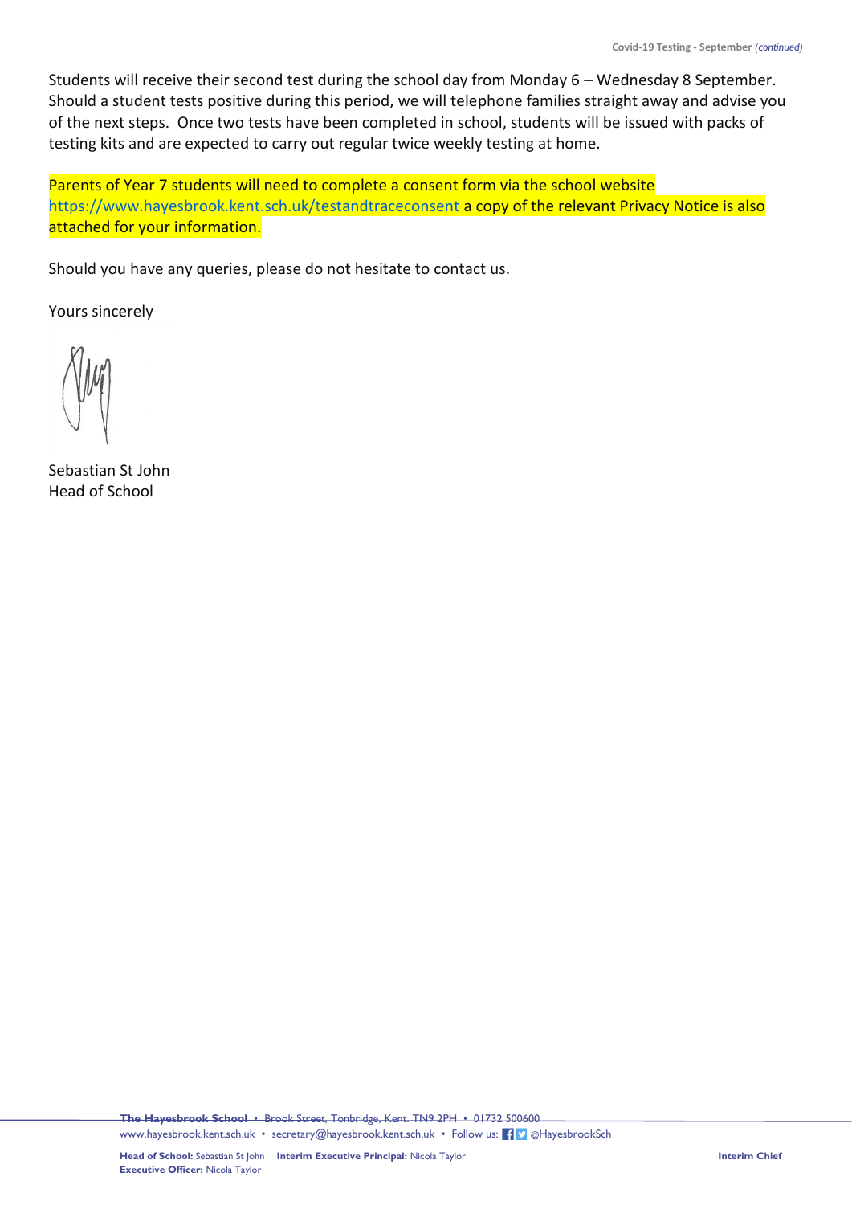Students will receive their second test during the school day from Monday 6 – Wednesday 8 September. Should a student tests positive during this period, we will telephone families straight away and advise you of the next steps. Once two tests have been completed in school, students will be issued with packs of testing kits and are expected to carry out regular twice weekly testing at home.

Parents of Year 7 students will need to complete a consent form via the school website https://www.hayesbrook.kent.sch.uk/testandtraceconsent a copy of the relevant Privacy Notice is also attached for your information.

Should you have any queries, please do not hesitate to contact us.

Yours sincerely

Sebastian St John
Head of School